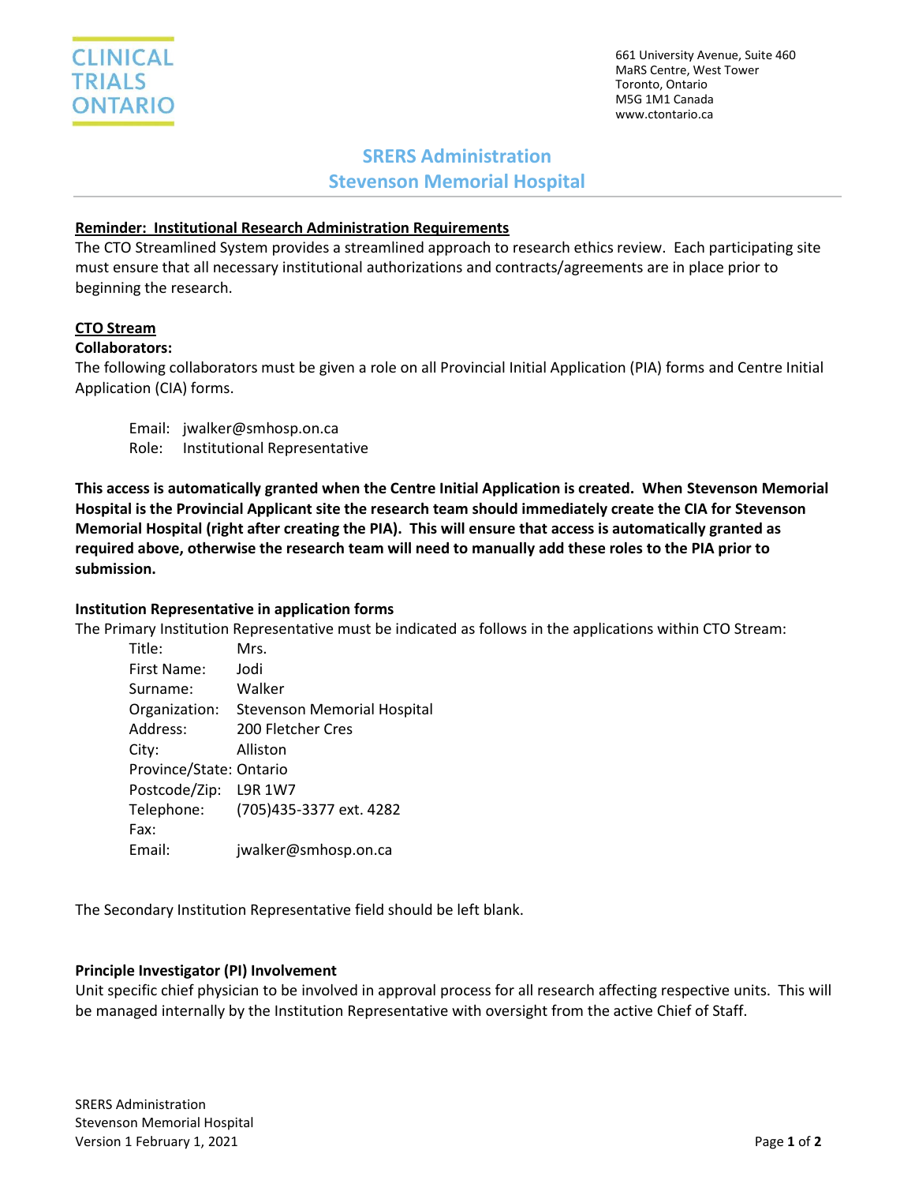CLINICAL TRIALS ONTARIO

661 University Avenue, Suite 460
MaRS Centre, West Tower
Toronto, Ontario
M5G 1M1 Canada
www.ctontario.ca

# SRERS Administration
# Stevenson Memorial Hospital

**Reminder: Institutional Research Administration Requirements**

The CTO Streamlined System provides a streamlined approach to research ethics review. Each participating site must ensure that all necessary institutional authorizations and contracts/agreements are in place prior to beginning the research.

**CTO Stream**

**Collaborators:**

The following collaborators must be given a role on all Provincial Initial Application (PIA) forms and Centre Initial Application (CIA) forms.

Email: jwalker@smhosp.on.ca
Role: Institutional Representative

**This access is automatically granted when the Centre Initial Application is created. When Stevenson Memorial Hospital is the Provincial Applicant site the research team should immediately create the CIA for Stevenson Memorial Hospital (right after creating the PIA). This will ensure that access is automatically granted as required above, otherwise the research team will need to manually add these roles to the PIA prior to submission.**

**Institution Representative in application forms**

The Primary Institution Representative must be indicated as follows in the applications within CTO Stream:

Title: Mrs.
First Name: Jodi
Surname: Walker
Organization: Stevenson Memorial Hospital
Address: 200 Fletcher Cres
City: Alliston
Province/State: Ontario
Postcode/Zip: L9R 1W7
Telephone: (705)435-3377 ext. 4282
Fax:
Email: jwalker@smhosp.on.ca

The Secondary Institution Representative field should be left blank.

**Principle Investigator (PI) Involvement**

Unit specific chief physician to be involved in approval process for all research affecting respective units. This will be managed internally by the Institution Representative with oversight from the active Chief of Staff.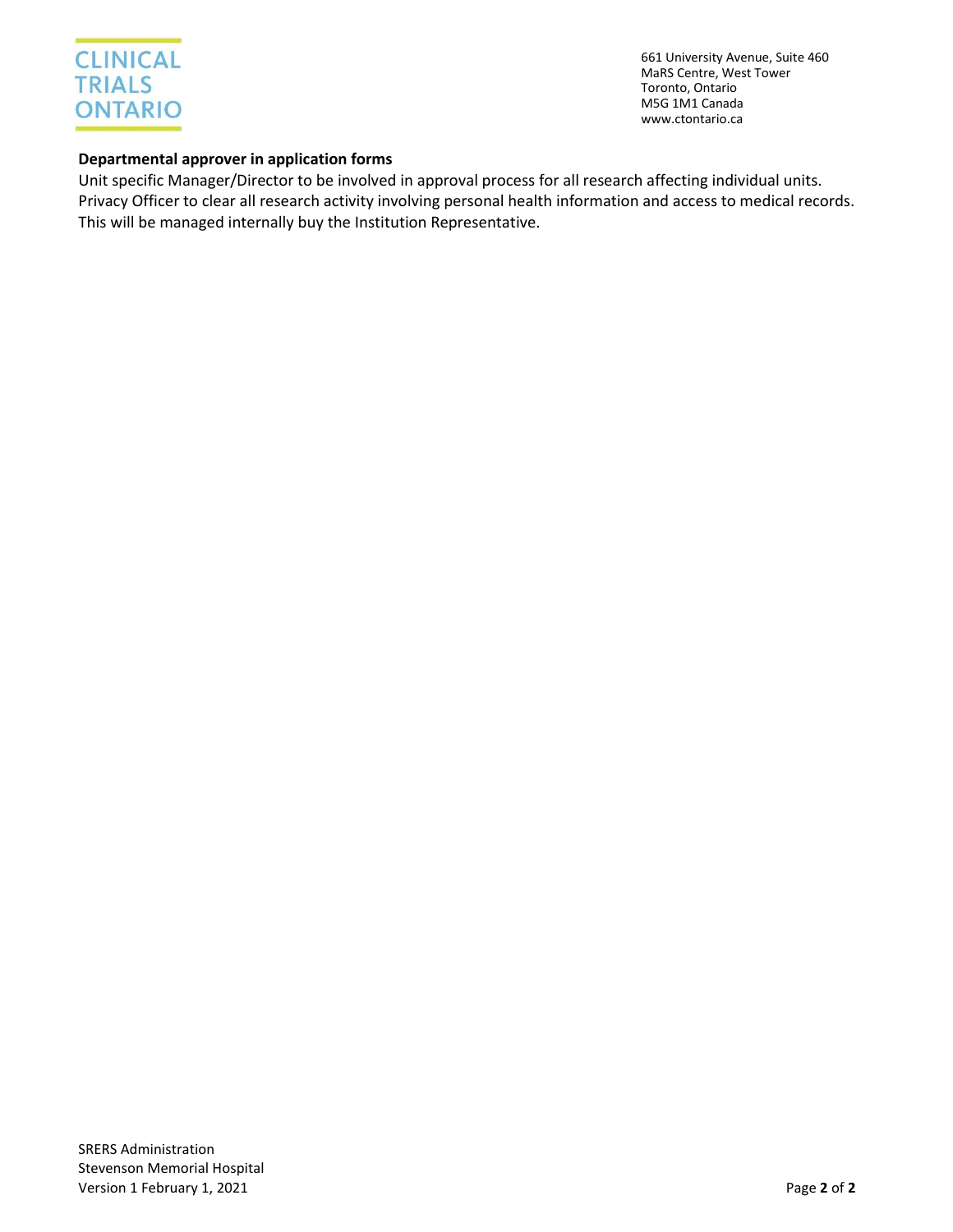**Departmental approver in application forms**

Unit specific Manager/Director to be involved in approval process for all research affecting individual units. Privacy Officer to clear all research activity involving personal health information and access to medical records. This will be managed internally buy the Institution Representative.